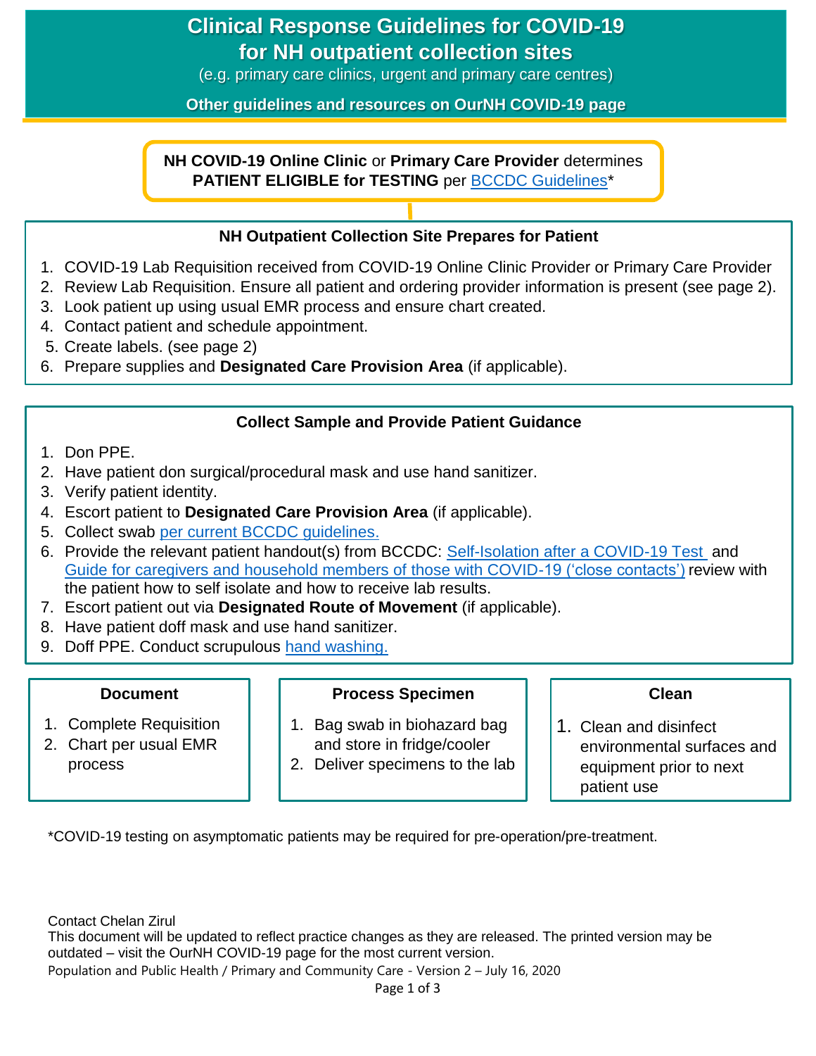# Clinical Response Guidelines for COVID-19 for NH outpatient collection sites

(e.g. primary care clinics, urgent and primary care centres)

**Other guidelines and resources on OurNH COVID-19 page**

**NH COVID-19 Online Clinic** or **Primary Care Provider** determines **PATIENT ELIGIBLE for TESTING** per BCCDC Guidelines*

### NH Outpatient Collection Site Prepares for Patient

1. COVID-19 Lab Requisition received from COVID-19 Online Clinic Provider or Primary Care Provider
2. Review Lab Requisition. Ensure all patient and ordering provider information is present (see page 2).
3. Look patient up using usual EMR process and ensure chart created.
4. Contact patient and schedule appointment.
5. Create labels. (see page 2)
6. Prepare supplies and **Designated Care Provision Area** (if applicable).

### Collect Sample and Provide Patient Guidance

1. Don PPE.
2. Have patient don surgical/procedural mask and use hand sanitizer.
3. Verify patient identity.
4. Escort patient to **Designated Care Provision Area** (if applicable).
5. Collect swab per current BCCDC guidelines.
6. Provide the relevant patient handout(s) from BCCDC: Self-Isolation after a COVID-19 Test and Guide for caregivers and household members of those with COVID-19 ('close contacts') review with the patient how to self isolate and how to receive lab results.
7. Escort patient out via **Designated Route of Movement** (if applicable).
8. Have patient doff mask and use hand sanitizer.
9. Doff PPE. Conduct scrupulous hand washing.

### Document

1. Complete Requisition
2. Chart per usual EMR process

### Process Specimen

1. Bag swab in biohazard bag and store in fridge/cooler
2. Deliver specimens to the lab

### Clean

1. Clean and disinfect environmental surfaces and equipment prior to next patient use

*COVID-19 testing on asymptomatic patients may be required for pre-operation/pre-treatment.

Contact Chelan Zirul
This document will be updated to reflect practice changes as they are released. The printed version may be outdated – visit the OurNH COVID-19 page for the most current version.
Population and Public Health / Primary and Community Care - Version 2 – July 16, 2020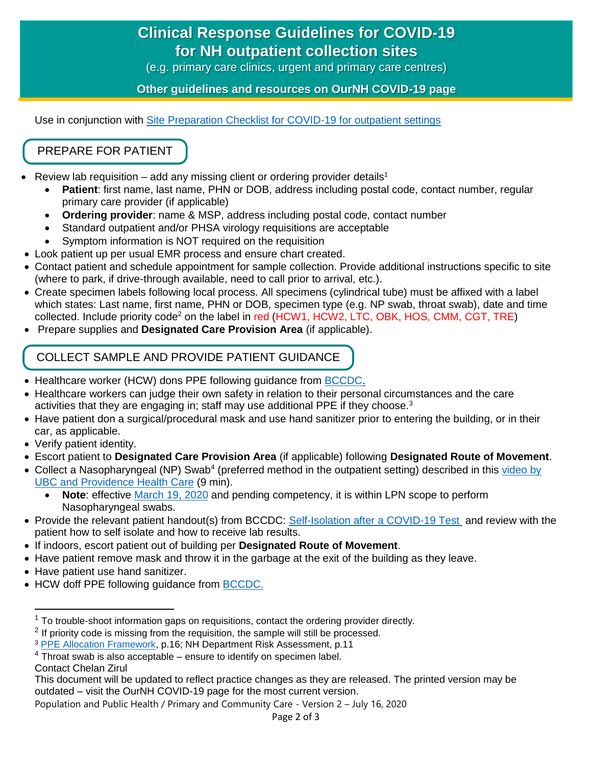# Clinical Response Guidelines for COVID-19 for NH outpatient collection sites

(e.g. primary care clinics, urgent and primary care centres)

**Other guidelines and resources on OurNH COVID-19 page**

Use in conjunction with Site Preparation Checklist for COVID-19 for outpatient settings

## PREPARE FOR PATIENT

- Review lab requisition – add any missing client or ordering provider details[1]
  - **Patient**: first name, last name, PHN or DOB, address including postal code, contact number, regular primary care provider (if applicable)
  - **Ordering provider**: name & MSP, address including postal code, contact number
  - Standard outpatient and/or PHSA virology requisitions are acceptable
  - Symptom information is NOT required on the requisition
- Look patient up per usual EMR process and ensure chart created.
- Contact patient and schedule appointment for sample collection. Provide additional instructions specific to site (where to park, if drive-through available, need to call prior to arrival, etc.).
- Create specimen labels following local process. All specimens (cylindrical tube) must be affixed with a label which states: Last name, first name, PHN or DOB, specimen type (e.g. NP swab, throat swab), date and time collected. Include priority code[2] on the label in red (HCW1, HCW2, LTC, OBK, HOS, CMM, CGT, TRE)
- Prepare supplies and **Designated Care Provision Area** (if applicable).

## COLLECT SAMPLE AND PROVIDE PATIENT GUIDANCE

- Healthcare worker (HCW) dons PPE following guidance from BCCDC.
- Healthcare workers can judge their own safety in relation to their personal circumstances and the care activities that they are engaging in; staff may use additional PPE if they choose.[3]
- Have patient don a surgical/procedural mask and use hand sanitizer prior to entering the building, or in their car, as applicable.
- Verify patient identity.
- Escort patient to **Designated Care Provision Area** (if applicable) following **Designated Route of Movement**.
- Collect a Nasopharyngeal (NP) Swab[4] (preferred method in the outpatient setting) described in this video by UBC and Providence Health Care (9 min).
  - **Note**: effective March 19, 2020 and pending competency, it is within LPN scope to perform Nasopharyngeal swabs.
- Provide the relevant patient handout(s) from BCCDC: Self-Isolation after a COVID-19 Test and review with the patient how to self isolate and how to receive lab results.
- If indoors, escort patient out of building per **Designated Route of Movement**.
- Have patient remove mask and throw it in the garbage at the exit of the building as they leave.
- Have patient use hand sanitizer.
- HCW doff PPE following guidance from BCCDC.

---

[1] To trouble-shoot information gaps on requisitions, contact the ordering provider directly.

[2] If priority code is missing from the requisition, the sample will still be processed.

[3] PPE Allocation Framework, p.16; NH Department Risk Assessment, p.11

[4] Throat swab is also acceptable – ensure to identify on specimen label.

Contact Chelan Zirul

This document will be updated to reflect practice changes as they are released. The printed version may be outdated – visit the OurNH COVID-19 page for the most current version.

Population and Public Health / Primary and Community Care - Version 2 – July 16, 2020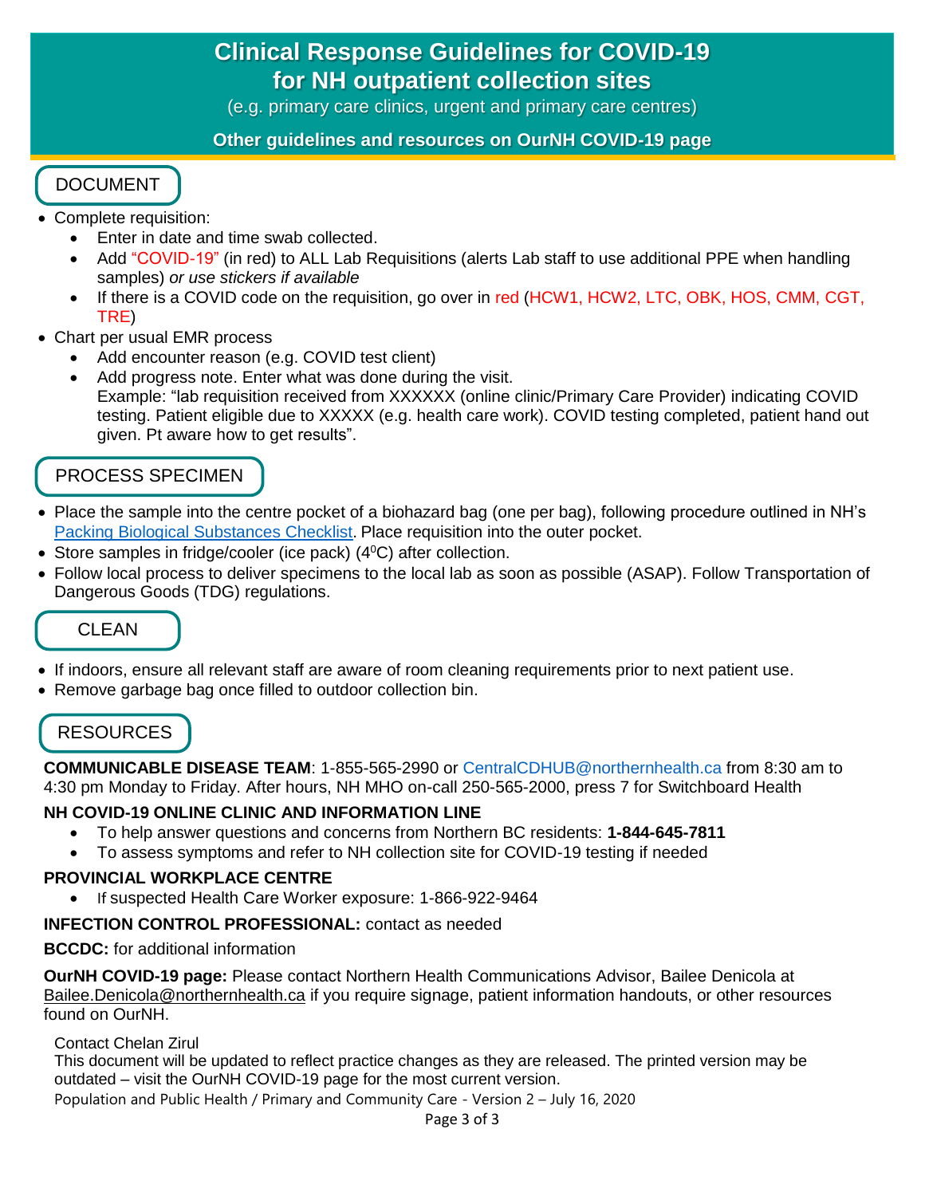# Clinical Response Guidelines for COVID-19 for NH outpatient collection sites

(e.g. primary care clinics, urgent and primary care centres)

**Other guidelines and resources on OurNH COVID-19 page**

## DOCUMENT

- Complete requisition:
  - Enter in date and time swab collected.
  - Add "COVID-19" (in red) to ALL Lab Requisitions (alerts Lab staff to use additional PPE when handling samples) *or use stickers if available*
  - If there is a COVID code on the requisition, go over in red (HCW1, HCW2, LTC, OBK, HOS, CMM, CGT, TRE)
- Chart per usual EMR process
  - Add encounter reason (e.g. COVID test client)
  - Add progress note. Enter what was done during the visit.
    Example: "lab requisition received from XXXXXX (online clinic/Primary Care Provider) indicating COVID testing. Patient eligible due to XXXXX (e.g. health care work). COVID testing completed, patient hand out given. Pt aware how to get results".

## PROCESS SPECIMEN

- Place the sample into the centre pocket of a biohazard bag (one per bag), following procedure outlined in NH's Packing Biological Substances Checklist. Place requisition into the outer pocket.
- Store samples in fridge/cooler (ice pack) ($4^0$C) after collection.
- Follow local process to deliver specimens to the local lab as soon as possible (ASAP). Follow Transportation of Dangerous Goods (TDG) regulations.

## CLEAN

- If indoors, ensure all relevant staff are aware of room cleaning requirements prior to next patient use.
- Remove garbage bag once filled to outdoor collection bin.

## RESOURCES

**COMMUNICABLE DISEASE TEAM**: 1-855-565-2990 or CentralCDHUB@northernhealth.ca from 8:30 am to 4:30 pm Monday to Friday. After hours, NH MHO on-call 250-565-2000, press 7 for Switchboard Health

**NH COVID-19 ONLINE CLINIC AND INFORMATION LINE**

- To help answer questions and concerns from Northern BC residents: **1-844-645-7811**
- To assess symptoms and refer to NH collection site for COVID-19 testing if needed

**PROVINCIAL WORKPLACE CENTRE**

- If suspected Health Care Worker exposure: 1-866-922-9464

**INFECTION CONTROL PROFESSIONAL:** contact as needed

**BCCDC:** for additional information

**OurNH COVID-19 page:** Please contact Northern Health Communications Advisor, Bailee Denicola at Bailee.Denicola@northernhealth.ca if you require signage, patient information handouts, or other resources found on OurNH.

Contact Chelan Zirul
This document will be updated to reflect practice changes as they are released. The printed version may be outdated – visit the OurNH COVID-19 page for the most current version.

Population and Public Health / Primary and Community Care - Version 2 – July 16, 2020